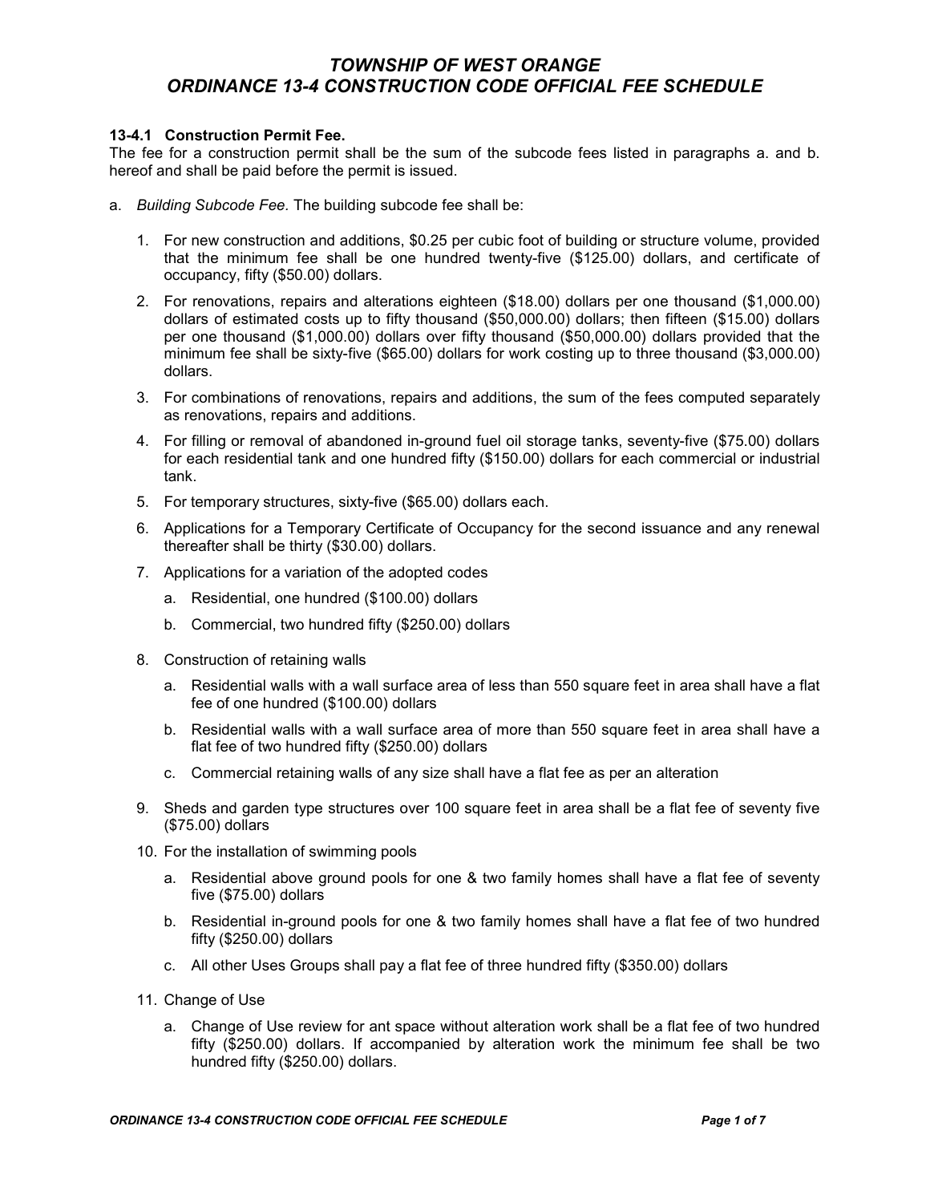# TOWNSHIP OF WEST ORANGE
# ORDINANCE 13-4 CONSTRUCTION CODE OFFICIAL FEE SCHEDULE

**13-4.1 Construction Permit Fee.**

The fee for a construction permit shall be the sum of the subcode fees listed in paragraphs a. and b. hereof and shall be paid before the permit is issued.

a. *Building Subcode Fee.* The building subcode fee shall be:

1. For new construction and additions, $0.25 per cubic foot of building or structure volume, provided that the minimum fee shall be one hundred twenty-five ($125.00) dollars, and certificate of occupancy, fifty ($50.00) dollars.
2. For renovations, repairs and alterations eighteen ($18.00) dollars per one thousand ($1,000.00) dollars of estimated costs up to fifty thousand ($50,000.00) dollars; then fifteen ($15.00) dollars per one thousand ($1,000.00) dollars over fifty thousand ($50,000.00) dollars provided that the minimum fee shall be sixty-five ($65.00) dollars for work costing up to three thousand ($3,000.00) dollars.
3. For combinations of renovations, repairs and additions, the sum of the fees computed separately as renovations, repairs and additions.
4. For filling or removal of abandoned in-ground fuel oil storage tanks, seventy-five ($75.00) dollars for each residential tank and one hundred fifty ($150.00) dollars for each commercial or industrial tank.
5. For temporary structures, sixty-five ($65.00) dollars each.
6. Applications for a Temporary Certificate of Occupancy for the second issuance and any renewal thereafter shall be thirty ($30.00) dollars.
7. Applications for a variation of the adopted codes
   a. Residential, one hundred ($100.00) dollars
   b. Commercial, two hundred fifty ($250.00) dollars
8. Construction of retaining walls
   a. Residential walls with a wall surface area of less than 550 square feet in area shall have a flat fee of one hundred ($100.00) dollars
   b. Residential walls with a wall surface area of more than 550 square feet in area shall have a flat fee of two hundred fifty ($250.00) dollars
   c. Commercial retaining walls of any size shall have a flat fee as per an alteration
9. Sheds and garden type structures over 100 square feet in area shall be a flat fee of seventy five ($75.00) dollars
10. For the installation of swimming pools
    a. Residential above ground pools for one & two family homes shall have a flat fee of seventy five ($75.00) dollars
    b. Residential in-ground pools for one & two family homes shall have a flat fee of two hundred fifty ($250.00) dollars
    c. All other Uses Groups shall pay a flat fee of three hundred fifty ($350.00) dollars
11. Change of Use
    a. Change of Use review for ant space without alteration work shall be a flat fee of two hundred fifty ($250.00) dollars. If accompanied by alteration work the minimum fee shall be two hundred fifty ($250.00) dollars.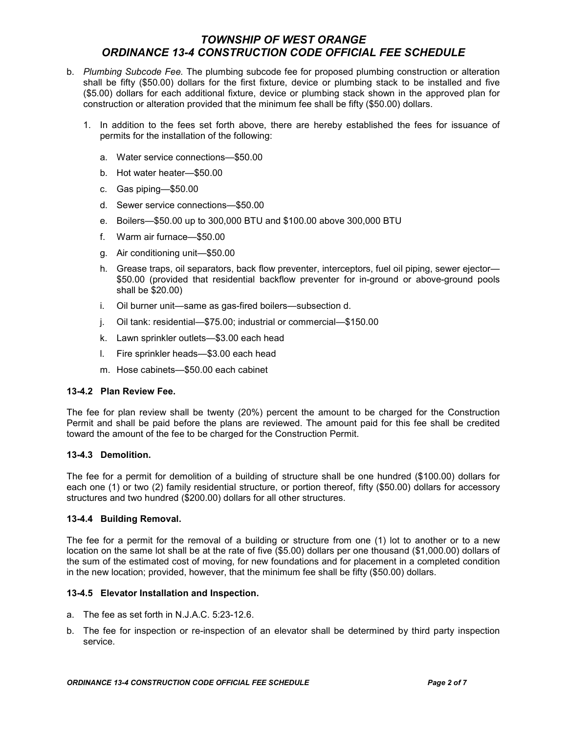b. *Plumbing Subcode Fee.* The plumbing subcode fee for proposed plumbing construction or alteration shall be fifty ($50.00) dollars for the first fixture, device or plumbing stack to be installed and five ($5.00) dollars for each additional fixture, device or plumbing stack shown in the approved plan for construction or alteration provided that the minimum fee shall be fifty ($50.00) dollars.

   1. In addition to the fees set forth above, there are hereby established the fees for issuance of permits for the installation of the following:

      a. Water service connections—$50.00

      b. Hot water heater—$50.00

      c. Gas piping—$50.00

      d. Sewer service connections—$50.00

      e. Boilers—$50.00 up to 300,000 BTU and $100.00 above 300,000 BTU

      f. Warm air furnace—$50.00

      g. Air conditioning unit—$50.00

      h. Grease traps, oil separators, back flow preventer, interceptors, fuel oil piping, sewer ejector—$50.00 (provided that residential backflow preventer for in-ground or above-ground pools shall be $20.00)

      i. Oil burner unit—same as gas-fired boilers—subsection d.

      j. Oil tank: residential—$75.00; industrial or commercial—$150.00

      k. Lawn sprinkler outlets—$3.00 each head

      l. Fire sprinkler heads—$3.00 each head

      m. Hose cabinets—$50.00 each cabinet

### 13-4.2 Plan Review Fee.

The fee for plan review shall be twenty (20%) percent the amount to be charged for the Construction Permit and shall be paid before the plans are reviewed. The amount paid for this fee shall be credited toward the amount of the fee to be charged for the Construction Permit.

### 13-4.3 Demolition.

The fee for a permit for demolition of a building of structure shall be one hundred ($100.00) dollars for each one (1) or two (2) family residential structure, or portion thereof, fifty ($50.00) dollars for accessory structures and two hundred ($200.00) dollars for all other structures.

### 13-4.4 Building Removal.

The fee for a permit for the removal of a building or structure from one (1) lot to another or to a new location on the same lot shall be at the rate of five ($5.00) dollars per one thousand ($1,000.00) dollars of the sum of the estimated cost of moving, for new foundations and for placement in a completed condition in the new location; provided, however, that the minimum fee shall be fifty ($50.00) dollars.

### 13-4.5 Elevator Installation and Inspection.

a. The fee as set forth in N.J.A.C. 5:23-12.6.

b. The fee for inspection or re-inspection of an elevator shall be determined by third party inspection service.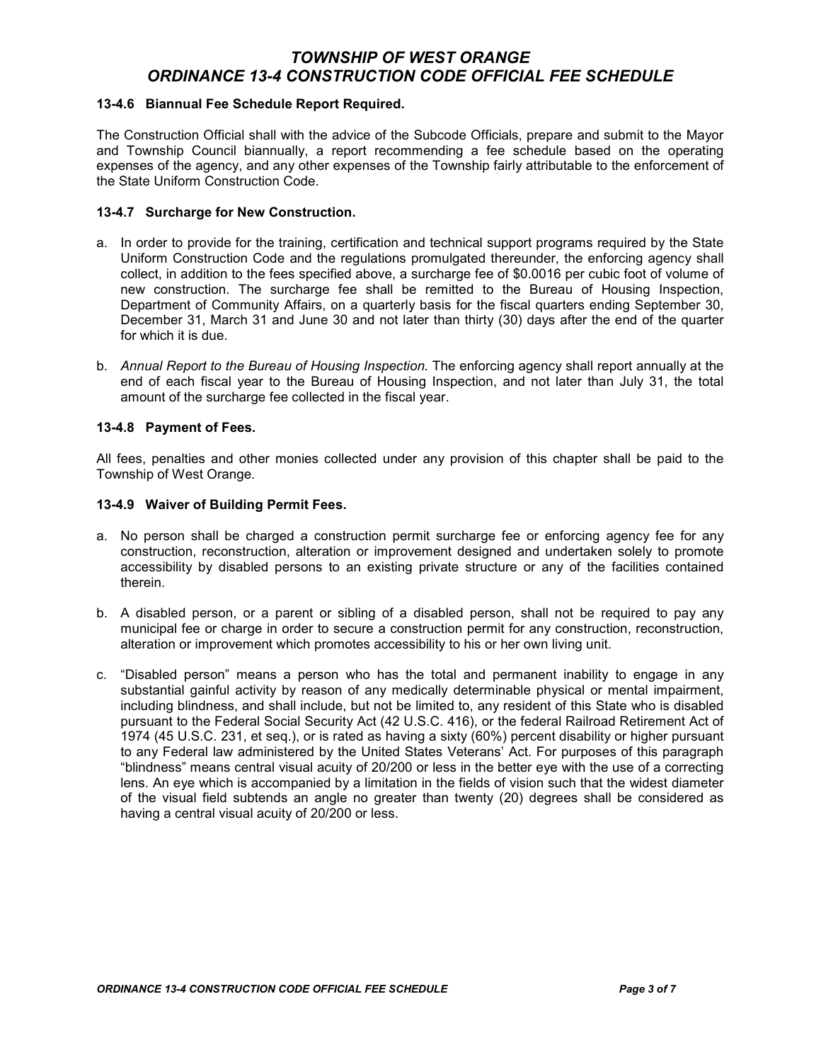# TOWNSHIP OF WEST ORANGE
# ORDINANCE 13-4 CONSTRUCTION CODE OFFICIAL FEE SCHEDULE

### 13-4.6 Biannual Fee Schedule Report Required.

The Construction Official shall with the advice of the Subcode Officials, prepare and submit to the Mayor and Township Council biannually, a report recommending a fee schedule based on the operating expenses of the agency, and any other expenses of the Township fairly attributable to the enforcement of the State Uniform Construction Code.

### 13-4.7 Surcharge for New Construction.

a. In order to provide for the training, certification and technical support programs required by the State Uniform Construction Code and the regulations promulgated thereunder, the enforcing agency shall collect, in addition to the fees specified above, a surcharge fee of $0.0016 per cubic foot of volume of new construction. The surcharge fee shall be remitted to the Bureau of Housing Inspection, Department of Community Affairs, on a quarterly basis for the fiscal quarters ending September 30, December 31, March 31 and June 30 and not later than thirty (30) days after the end of the quarter for which it is due.

b. *Annual Report to the Bureau of Housing Inspection.* The enforcing agency shall report annually at the end of each fiscal year to the Bureau of Housing Inspection, and not later than July 31, the total amount of the surcharge fee collected in the fiscal year.

### 13-4.8 Payment of Fees.

All fees, penalties and other monies collected under any provision of this chapter shall be paid to the Township of West Orange.

### 13-4.9 Waiver of Building Permit Fees.

a. No person shall be charged a construction permit surcharge fee or enforcing agency fee for any construction, reconstruction, alteration or improvement designed and undertaken solely to promote accessibility by disabled persons to an existing private structure or any of the facilities contained therein.

b. A disabled person, or a parent or sibling of a disabled person, shall not be required to pay any municipal fee or charge in order to secure a construction permit for any construction, reconstruction, alteration or improvement which promotes accessibility to his or her own living unit.

c. "Disabled person" means a person who has the total and permanent inability to engage in any substantial gainful activity by reason of any medically determinable physical or mental impairment, including blindness, and shall include, but not be limited to, any resident of this State who is disabled pursuant to the Federal Social Security Act (42 U.S.C. 416), or the federal Railroad Retirement Act of 1974 (45 U.S.C. 231, et seq.), or is rated as having a sixty (60%) percent disability or higher pursuant to any Federal law administered by the United States Veterans' Act. For purposes of this paragraph "blindness" means central visual acuity of 20/200 or less in the better eye with the use of a correcting lens. An eye which is accompanied by a limitation in the fields of vision such that the widest diameter of the visual field subtends an angle no greater than twenty (20) degrees shall be considered as having a central visual acuity of 20/200 or less.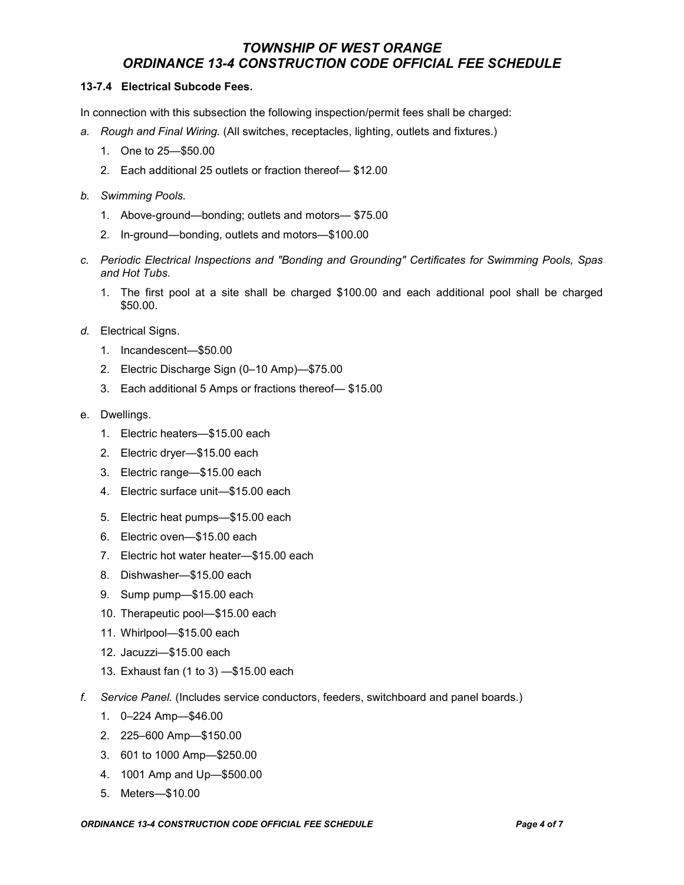# TOWNSHIP OF WEST ORANGE
# ORDINANCE 13-4 CONSTRUCTION CODE OFFICIAL FEE SCHEDULE

**13-7.4 Electrical Subcode Fees.**

In connection with this subsection the following inspection/permit fees shall be charged:

*a. Rough and Final Wiring.* (All switches, receptacles, lighting, outlets and fixtures.)

1. One to 25—$50.00
2. Each additional 25 outlets or fraction thereof— $12.00

*b. Swimming Pools.*

1. Above-ground—bonding; outlets and motors— $75.00
2. In-ground—bonding, outlets and motors—$100.00

*c. Periodic Electrical Inspections and "Bonding and Grounding" Certificates for Swimming Pools, Spas and Hot Tubs.*

1. The first pool at a site shall be charged $100.00 and each additional pool shall be charged $50.00.

*d.* Electrical Signs.

1. Incandescent—$50.00
2. Electric Discharge Sign (0–10 Amp)—$75.00
3. Each additional 5 Amps or fractions thereof— $15.00

e. Dwellings.

1. Electric heaters—$15.00 each
2. Electric dryer—$15.00 each
3. Electric range—$15.00 each
4. Electric surface unit—$15.00 each
5. Electric heat pumps—$15.00 each
6. Electric oven—$15.00 each
7. Electric hot water heater—$15.00 each
8. Dishwasher—$15.00 each
9. Sump pump—$15.00 each
10. Therapeutic pool—$15.00 each
11. Whirlpool—$15.00 each
12. Jacuzzi—$15.00 each
13. Exhaust fan (1 to 3) —$15.00 each

*f. Service Panel.* (Includes service conductors, feeders, switchboard and panel boards.)

1. 0–224 Amp—$46.00
2. 225–600 Amp—$150.00
3. 601 to 1000 Amp—$250.00
4. 1001 Amp and Up—$500.00
5. Meters—$10.00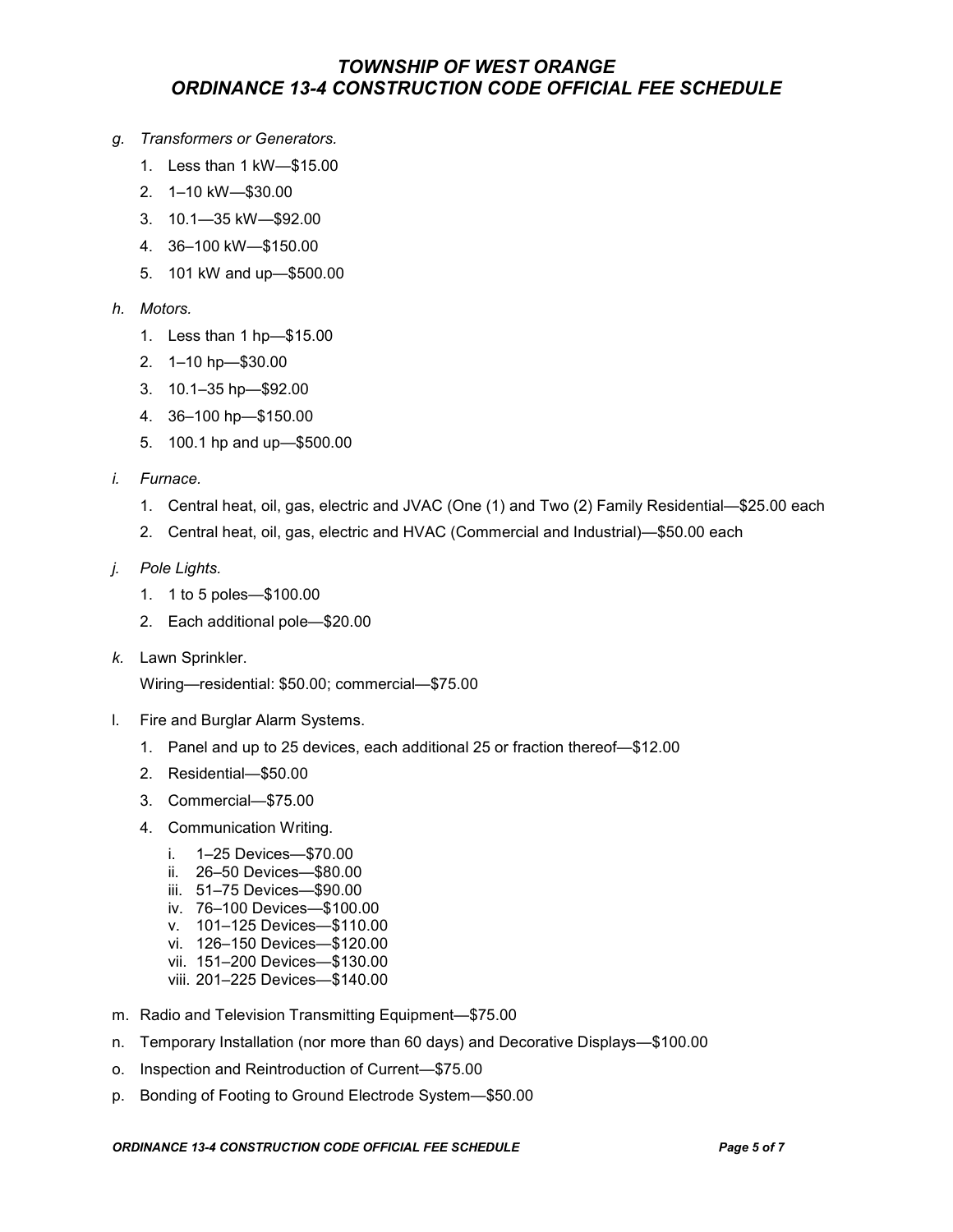*g. Transformers or Generators.*

1. Less than 1 kW—$15.00
2. 1–10 kW—$30.00
3. 10.1—35 kW—$92.00
4. 36–100 kW—$150.00
5. 101 kW and up—$500.00

*h. Motors.*

1. Less than 1 hp—$15.00
2. 1–10 hp—$30.00
3. 10.1–35 hp—$92.00
4. 36–100 hp—$150.00
5. 100.1 hp and up—$500.00

*i. Furnace.*

1. Central heat, oil, gas, electric and JVAC (One (1) and Two (2) Family Residential—$25.00 each
2. Central heat, oil, gas, electric and HVAC (Commercial and Industrial)—$50.00 each

*j. Pole Lights.*

1. 1 to 5 poles—$100.00
2. Each additional pole—$20.00

*k.* Lawn Sprinkler.

Wiring—residential: $50.00; commercial—$75.00

l. Fire and Burglar Alarm Systems.

1. Panel and up to 25 devices, each additional 25 or fraction thereof—$12.00
2. Residential—$50.00
3. Commercial—$75.00
4. Communication Writing.
   - i. 1–25 Devices—$70.00
   - ii. 26–50 Devices—$80.00
   - iii. 51–75 Devices—$90.00
   - iv. 76–100 Devices—$100.00
   - v. 101–125 Devices—$110.00
   - vi. 126–150 Devices—$120.00
   - vii. 151–200 Devices—$130.00
   - viii. 201–225 Devices—$140.00

m. Radio and Television Transmitting Equipment—$75.00

n. Temporary Installation (nor more than 60 days) and Decorative Displays—$100.00

o. Inspection and Reintroduction of Current—$75.00

p. Bonding of Footing to Ground Electrode System—$50.00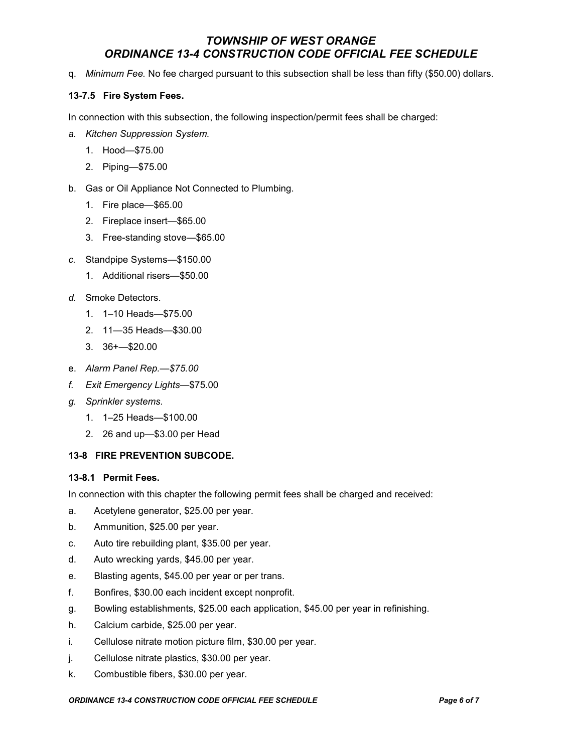q. *Minimum Fee.* No fee charged pursuant to this subsection shall be less than fifty ($50.00) dollars.

**13-7.5 Fire System Fees.**

In connection with this subsection, the following inspection/permit fees shall be charged:

*a. Kitchen Suppression System.*

1. Hood—$75.00
2. Piping—$75.00

b. Gas or Oil Appliance Not Connected to Plumbing.

1. Fire place—$65.00
2. Fireplace insert—$65.00
3. Free-standing stove—$65.00

*c.* Standpipe Systems—$150.00

1. Additional risers—$50.00

*d.* Smoke Detectors.

1. 1–10 Heads—$75.00
2. 11—35 Heads—$30.00
3. 36+—$20.00

e. *Alarm Panel Rep.—$75.00*

*f. Exit Emergency Lights*—$75.00

*g. Sprinkler systems.*

1. 1–25 Heads—$100.00
2. 26 and up—$3.00 per Head

**13-8 FIRE PREVENTION SUBCODE.**

**13-8.1 Permit Fees.**

In connection with this chapter the following permit fees shall be charged and received:

a. Acetylene generator, $25.00 per year.

b. Ammunition, $25.00 per year.

c. Auto tire rebuilding plant, $35.00 per year.

d. Auto wrecking yards, $45.00 per year.

e. Blasting agents, $45.00 per year or per trans.

f. Bonfires, $30.00 each incident except nonprofit.

g. Bowling establishments, $25.00 each application, $45.00 per year in refinishing.

h. Calcium carbide, $25.00 per year.

i. Cellulose nitrate motion picture film, $30.00 per year.

j. Cellulose nitrate plastics, $30.00 per year.

k. Combustible fibers, $30.00 per year.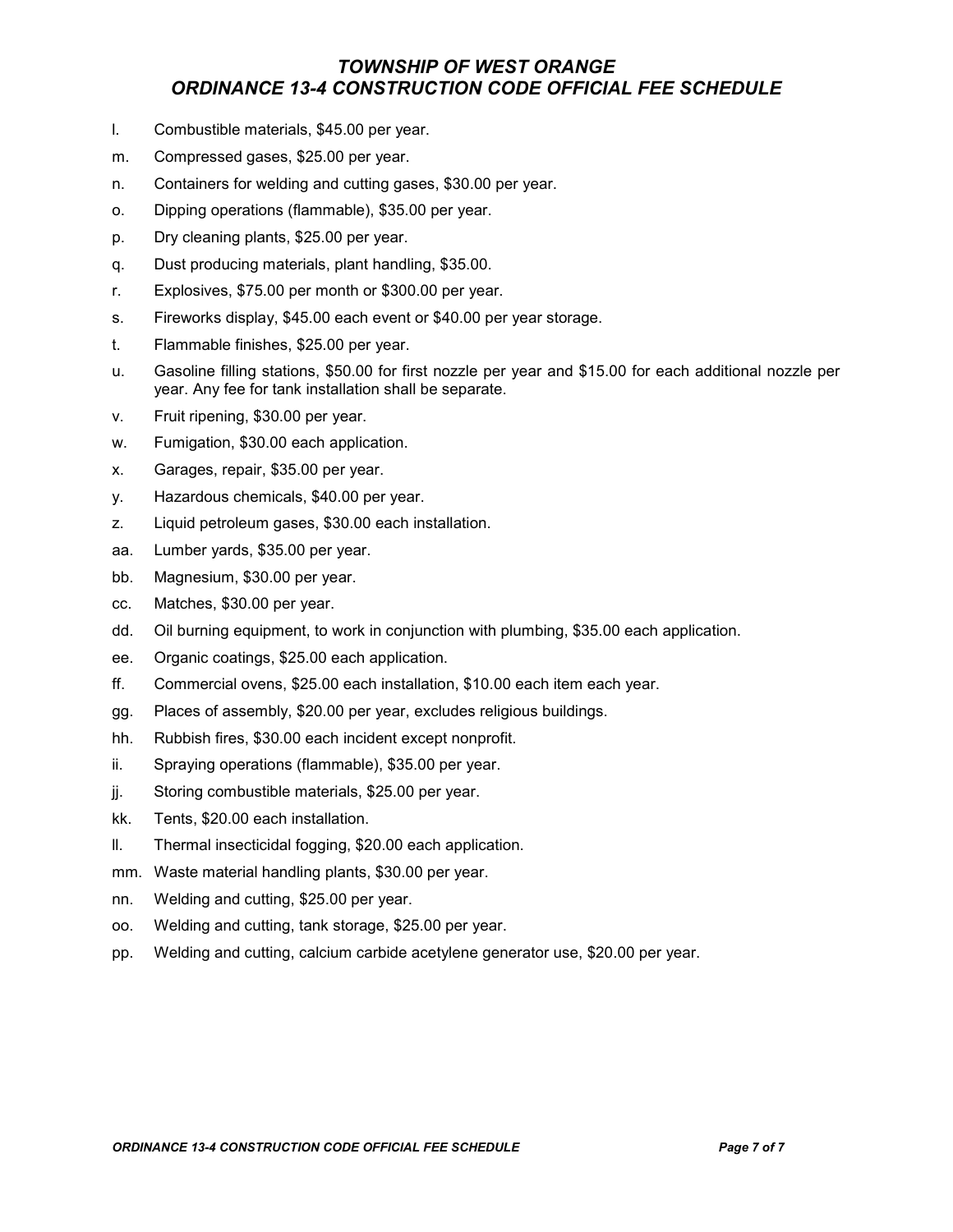l. Combustible materials, $45.00 per year.

m. Compressed gases, $25.00 per year.

n. Containers for welding and cutting gases, $30.00 per year.

o. Dipping operations (flammable), $35.00 per year.

p. Dry cleaning plants, $25.00 per year.

q. Dust producing materials, plant handling, $35.00.

r. Explosives, $75.00 per month or $300.00 per year.

s. Fireworks display, $45.00 each event or $40.00 per year storage.

t. Flammable finishes, $25.00 per year.

u. Gasoline filling stations, $50.00 for first nozzle per year and $15.00 for each additional nozzle per year. Any fee for tank installation shall be separate.

v. Fruit ripening, $30.00 per year.

w. Fumigation, $30.00 each application.

x. Garages, repair, $35.00 per year.

y. Hazardous chemicals, $40.00 per year.

z. Liquid petroleum gases, $30.00 each installation.

aa. Lumber yards, $35.00 per year.

bb. Magnesium, $30.00 per year.

cc. Matches, $30.00 per year.

dd. Oil burning equipment, to work in conjunction with plumbing, $35.00 each application.

ee. Organic coatings, $25.00 each application.

ff. Commercial ovens, $25.00 each installation, $10.00 each item each year.

gg. Places of assembly, $20.00 per year, excludes religious buildings.

hh. Rubbish fires, $30.00 each incident except nonprofit.

ii. Spraying operations (flammable), $35.00 per year.

jj. Storing combustible materials, $25.00 per year.

kk. Tents, $20.00 each installation.

ll. Thermal insecticidal fogging, $20.00 each application.

mm. Waste material handling plants, $30.00 per year.

nn. Welding and cutting, $25.00 per year.

oo. Welding and cutting, tank storage, $25.00 per year.

pp. Welding and cutting, calcium carbide acetylene generator use, $20.00 per year.